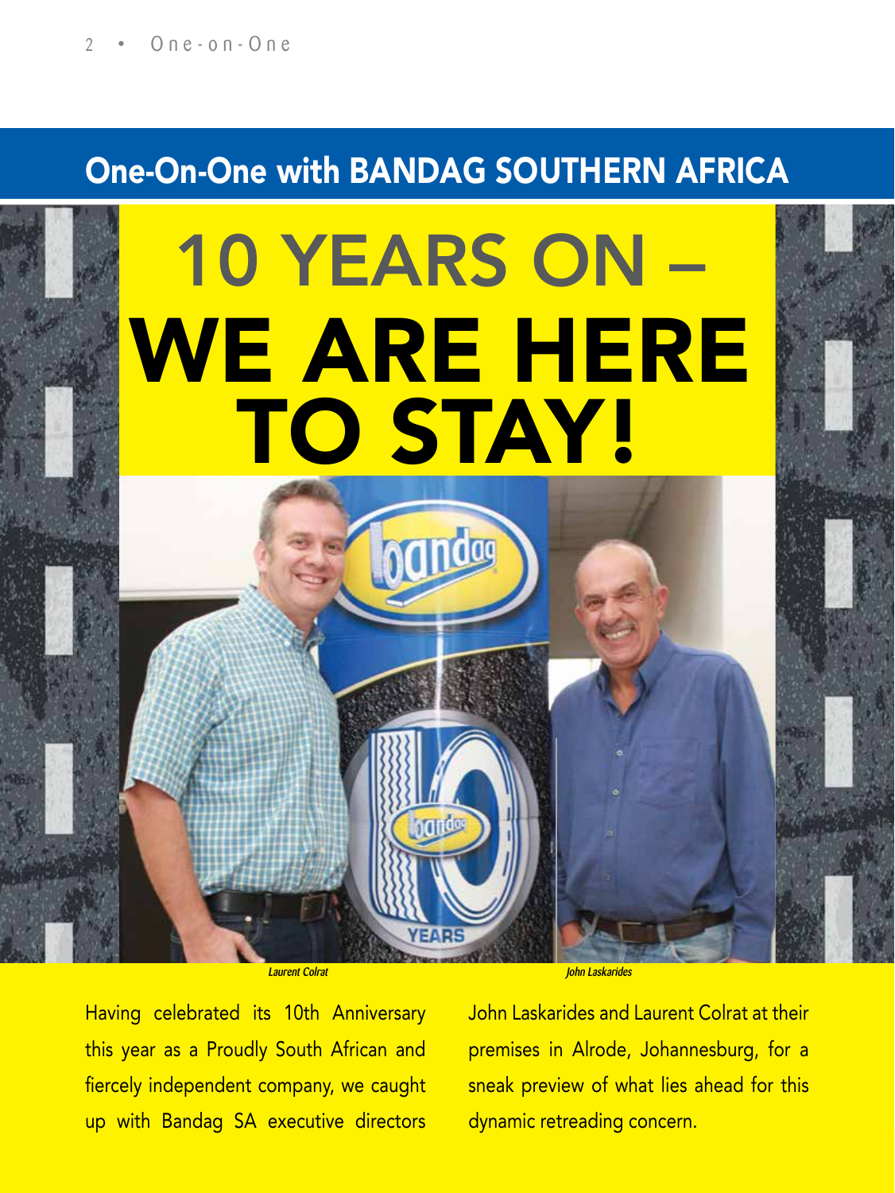## One-On-One with BANDAG SOUTHERN AFRICA

# 10 YEARS ON – WE ARE HERE TO STAY!

*Laurent Colrat* *John Laskarides*

Having celebrated its 10th Anniversary this year as a Proudly South African and fiercely independent company, we caught up with Bandag SA executive directors John Laskarides and Laurent Colrat at their premises in Alrode, Johannesburg, for a sneak preview of what lies ahead for this dynamic retreading concern.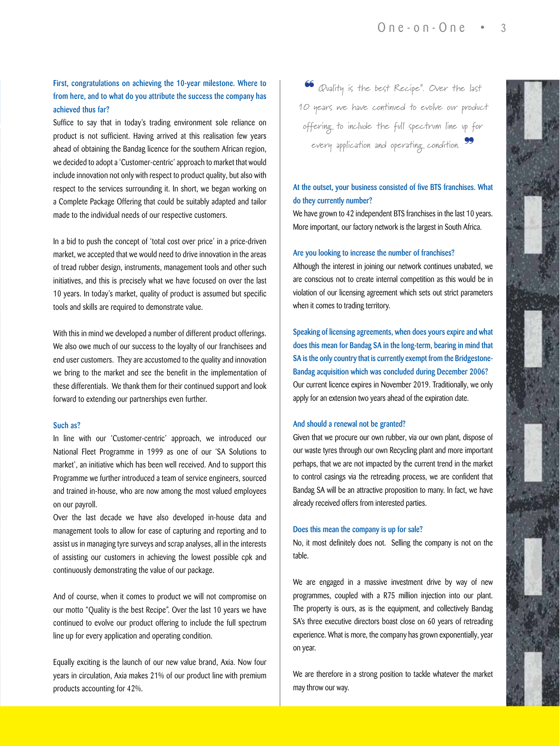**First, congratulations on achieving the 10-year milestone. Where to from here, and to what do you attribute the success the company has achieved thus far?**

Suffice to say that in today's trading environment sole reliance on product is not sufficient. Having arrived at this realisation few years ahead of obtaining the Bandag licence for the southern African region, we decided to adopt a 'Customer-centric' approach to market that would include innovation not only with respect to product quality, but also with respect to the services surrounding it. In short, we began working on a Complete Package Offering that could be suitably adapted and tailor made to the individual needs of our respective customers.

In a bid to push the concept of 'total cost over price' in a price-driven market, we accepted that we would need to drive innovation in the areas of tread rubber design, instruments, management tools and other such initiatives, and this is precisely what we have focused on over the last 10 years. In today's market, quality of product is assumed but specific tools and skills are required to demonstrate value.

With this in mind we developed a number of different product offerings. We also owe much of our success to the loyalty of our franchisees and end user customers. They are accustomed to the quality and innovation we bring to the market and see the benefit in the implementation of these differentials. We thank them for their continued support and look forward to extending our partnerships even further.

**Such as?**

In line with our 'Customer-centric' approach, we introduced our National Fleet Programme in 1999 as one of our 'SA Solutions to market', an initiative which has been well received. And to support this Programme we further introduced a team of service engineers, sourced and trained in-house, who are now among the most valued employees on our payroll.

Over the last decade we have also developed in-house data and management tools to allow for ease of capturing and reporting and to assist us in managing tyre surveys and scrap analyses, all in the interests of assisting our customers in achieving the lowest possible cpk and continuously demonstrating the value of our package.

And of course, when it comes to product we will not compromise on our motto "Quality is the best Recipe". Over the last 10 years we have continued to evolve our product offering to include the full spectrum line up for every application and operating condition.

Equally exciting is the launch of our new value brand, Axia. Now four years in circulation, Axia makes 21% of our product line with premium products accounting for 42%.

> *"Quality is the best Recipe". Over the last 10 years we have continued to evolve our product offering to include the full spectrum line up for every application and operating condition.*

**At the outset, your business consisted of five BTS franchises. What do they currently number?**

We have grown to 42 independent BTS franchises in the last 10 years. More important, our factory network is the largest in South Africa.

**Are you looking to increase the number of franchises?**

Although the interest in joining our network continues unabated, we are conscious not to create internal competition as this would be in violation of our licensing agreement which sets out strict parameters when it comes to trading territory.

**Speaking of licensing agreements, when does yours expire and what does this mean for Bandag SA in the long-term, bearing in mind that SA is the only country that is currently exempt from the Bridgestone-Bandag acquisition which was concluded during December 2006?**

Our current licence expires in November 2019. Traditionally, we only apply for an extension two years ahead of the expiration date.

**And should a renewal not be granted?**

Given that we procure our own rubber, via our own plant, dispose of our waste tyres through our own Recycling plant and more important perhaps, that we are not impacted by the current trend in the market to control casings via the retreading process, we are confident that Bandag SA will be an attractive proposition to many. In fact, we have already received offers from interested parties.

**Does this mean the company is up for sale?**

No, it most definitely does not. Selling the company is not on the table.

We are engaged in a massive investment drive by way of new programmes, coupled with a R75 million injection into our plant. The property is ours, as is the equipment, and collectively Bandag SA's three executive directors boast close on 60 years of retreading experience. What is more, the company has grown exponentially, year on year.

We are therefore in a strong position to tackle whatever the market may throw our way.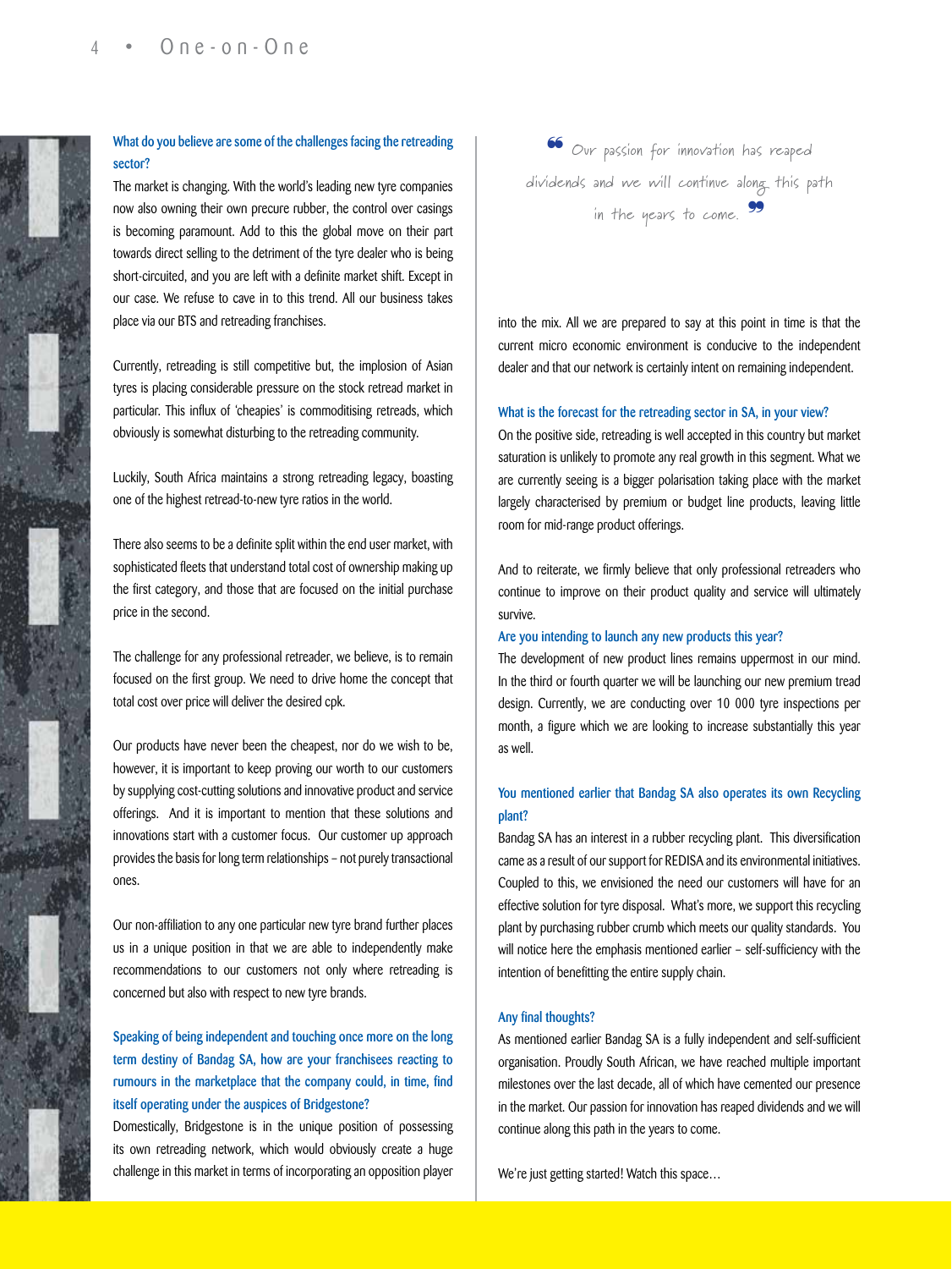**What do you believe are some of the challenges facing the retreading sector?**

The market is changing. With the world's leading new tyre companies now also owning their own precure rubber, the control over casings is becoming paramount. Add to this the global move on their part towards direct selling to the detriment of the tyre dealer who is being short-circuited, and you are left with a definite market shift. Except in our case. We refuse to cave in to this trend. All our business takes place via our BTS and retreading franchises.

Currently, retreading is still competitive but, the implosion of Asian tyres is placing considerable pressure on the stock retread market in particular. This influx of 'cheapies' is commoditising retreads, which obviously is somewhat disturbing to the retreading community.

Luckily, South Africa maintains a strong retreading legacy, boasting one of the highest retread-to-new tyre ratios in the world.

There also seems to be a definite split within the end user market, with sophisticated fleets that understand total cost of ownership making up the first category, and those that are focused on the initial purchase price in the second.

The challenge for any professional retreader, we believe, is to remain focused on the first group. We need to drive home the concept that total cost over price will deliver the desired cpk.

Our products have never been the cheapest, nor do we wish to be, however, it is important to keep proving our worth to our customers by supplying cost-cutting solutions and innovative product and service offerings. And it is important to mention that these solutions and innovations start with a customer focus. Our customer up approach provides the basis for long term relationships – not purely transactional ones.

Our non-affiliation to any one particular new tyre brand further places us in a unique position in that we are able to independently make recommendations to our customers not only where retreading is concerned but also with respect to new tyre brands.

**Speaking of being independent and touching once more on the long term destiny of Bandag SA, how are your franchisees reacting to rumours in the marketplace that the company could, in time, find itself operating under the auspices of Bridgestone?**

Domestically, Bridgestone is in the unique position of possessing its own retreading network, which would obviously create a huge challenge in this market in terms of incorporating an opposition player into the mix. All we are prepared to say at this point in time is that the current micro economic environment is conducive to the independent dealer and that our network is certainly intent on remaining independent.

> *"Our passion for innovation has reaped dividends and we will continue along this path in the years to come."*

**What is the forecast for the retreading sector in SA, in your view?**

On the positive side, retreading is well accepted in this country but market saturation is unlikely to promote any real growth in this segment. What we are currently seeing is a bigger polarisation taking place with the market largely characterised by premium or budget line products, leaving little room for mid-range product offerings.

And to reiterate, we firmly believe that only professional retreaders who continue to improve on their product quality and service will ultimately survive.

**Are you intending to launch any new products this year?**

The development of new product lines remains uppermost in our mind. In the third or fourth quarter we will be launching our new premium tread design. Currently, we are conducting over 10 000 tyre inspections per month, a figure which we are looking to increase substantially this year as well.

**You mentioned earlier that Bandag SA also operates its own Recycling plant?**

Bandag SA has an interest in a rubber recycling plant. This diversification came as a result of our support for REDISA and its environmental initiatives. Coupled to this, we envisioned the need our customers will have for an effective solution for tyre disposal. What's more, we support this recycling plant by purchasing rubber crumb which meets our quality standards. You will notice here the emphasis mentioned earlier – self-sufficiency with the intention of benefitting the entire supply chain.

**Any final thoughts?**

As mentioned earlier Bandag SA is a fully independent and self-sufficient organisation. Proudly South African, we have reached multiple important milestones over the last decade, all of which have cemented our presence in the market. Our passion for innovation has reaped dividends and we will continue along this path in the years to come.

We're just getting started! Watch this space…